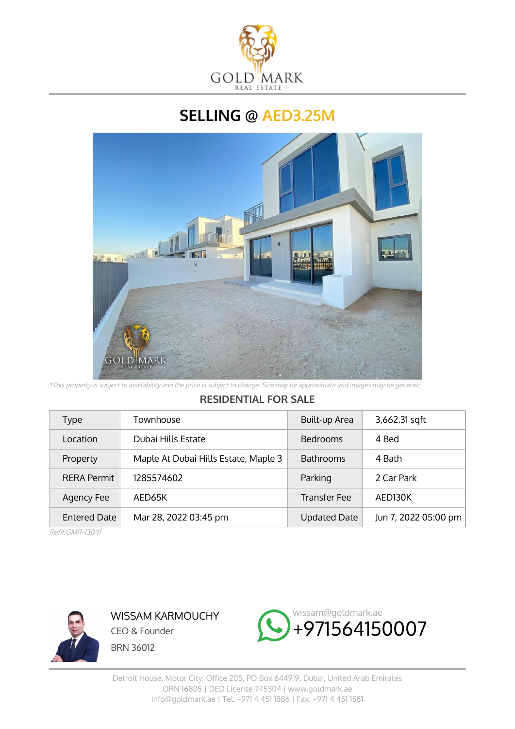GOLD MARK
REAL ESTATE

# SELLING @ AED3.25M

*\*This property is subject to availability and the price is subject to change. Size may be approximate and images may be genereic.*

## RESIDENTIAL FOR SALE

| Type | Townhouse | Built-up Area | 3,662.31 sqft |
|---|---|---|---|
| Location | Dubai Hills Estate | Bedrooms | 4 Bed |
| Property | Maple At Dubai Hills Estate, Maple 3 | Bathrooms | 4 Bath |
| RERA Permit | 1285574602 | Parking | 2 Car Park |
| Agency Fee | AED65K | Transfer Fee | AED130K |
| Entered Date | Mar 28, 2022 03:45 pm | Updated Date | Jun 7, 2022 05:00 pm |

*Ref#:GMR-13041*

WISSAM KARMOUCHY
CEO & Founder
BRN 36012

wissam@goldmark.ae
+971564150007

Detroit House, Motor City, Office 205, PO Box 644919, Dubai, United Arab Emirates
ORN 16805 | DED License 745304 | www.goldmark.ae
info@goldmark.ae | Tel: +971 4 451 1886 | Fax: +971 4 451 1581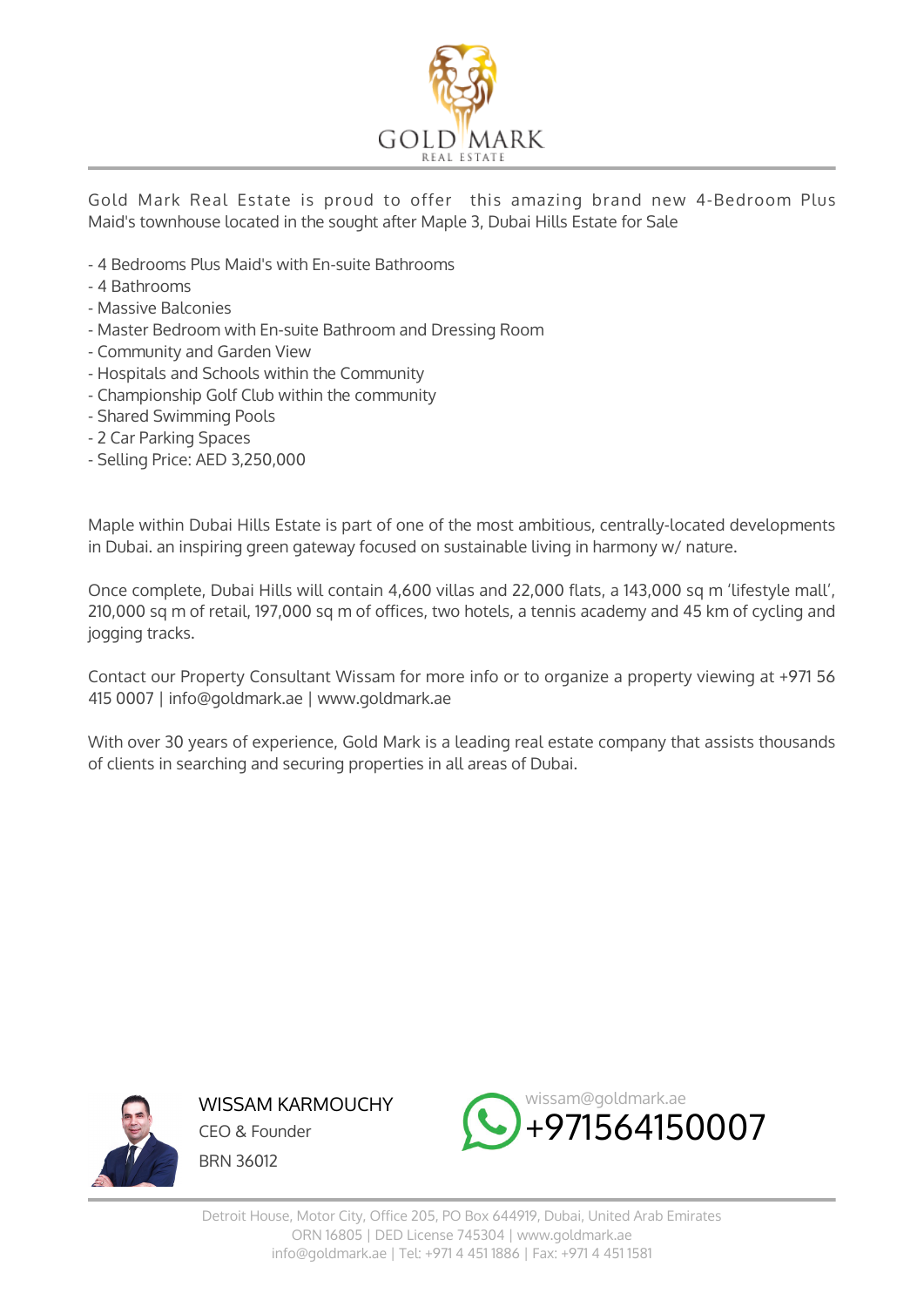GOLD MARK
REAL ESTATE

Gold Mark Real Estate is proud to offer this amazing brand new 4-Bedroom Plus Maid's townhouse located in the sought after Maple 3, Dubai Hills Estate for Sale

- 4 Bedrooms Plus Maid's with En-suite Bathrooms
- 4 Bathrooms
- Massive Balconies
- Master Bedroom with En-suite Bathroom and Dressing Room
- Community and Garden View
- Hospitals and Schools within the Community
- Championship Golf Club within the community
- Shared Swimming Pools
- 2 Car Parking Spaces
- Selling Price: AED 3,250,000

Maple within Dubai Hills Estate is part of one of the most ambitious, centrally-located developments in Dubai. an inspiring green gateway focused on sustainable living in harmony w/ nature.

Once complete, Dubai Hills will contain 4,600 villas and 22,000 flats, a 143,000 sq m 'lifestyle mall', 210,000 sq m of retail, 197,000 sq m of offices, two hotels, a tennis academy and 45 km of cycling and jogging tracks.

Contact our Property Consultant Wissam for more info or to organize a property viewing at +971 56 415 0007 | info@goldmark.ae | www.goldmark.ae

With over 30 years of experience, Gold Mark is a leading real estate company that assists thousands of clients in searching and securing properties in all areas of Dubai.

WISSAM KARMOUCHY
CEO & Founder
BRN 36012

wissam@goldmark.ae
+971564150007

Detroit House, Motor City, Office 205, PO Box 644919, Dubai, United Arab Emirates
ORN 16805 | DED License 745304 | www.goldmark.ae
info@goldmark.ae | Tel: +971 4 451 1886 | Fax: +971 4 451 1581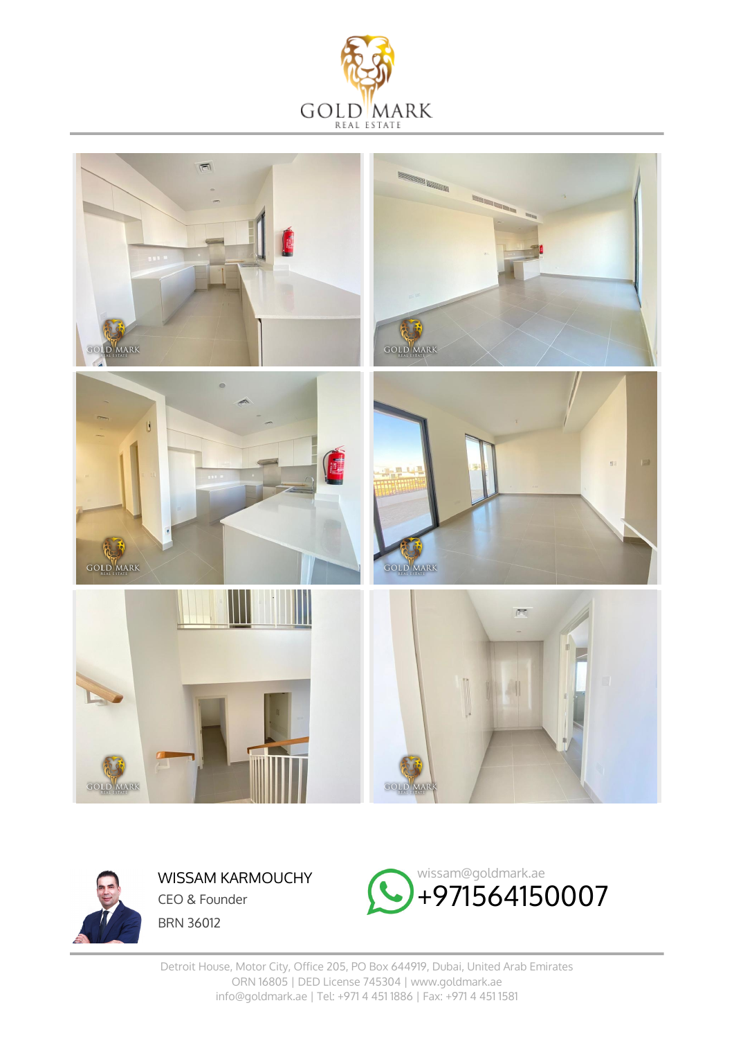GOLD MARK
REAL ESTATE

WISSAM KARMOUCHY
CEO & Founder
BRN 36012

wissam@goldmark.ae
+971564150007

Detroit House, Motor City, Office 205, PO Box 644919, Dubai, United Arab Emirates
ORN 16805 | DED License 745304 | www.goldmark.ae
info@goldmark.ae | Tel: +971 4 451 1886 | Fax: +971 4 451 1581